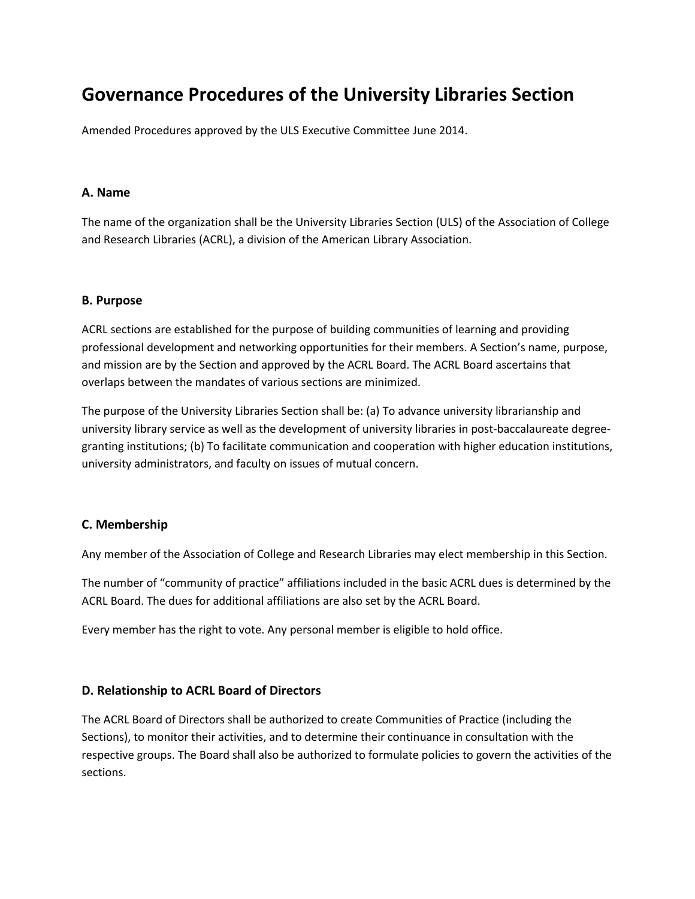# Governance Procedures of the University Libraries Section

Amended Procedures approved by the ULS Executive Committee June 2014.

## A. Name

The name of the organization shall be the University Libraries Section (ULS) of the Association of College and Research Libraries (ACRL), a division of the American Library Association.

## B. Purpose

ACRL sections are established for the purpose of building communities of learning and providing professional development and networking opportunities for their members. A Section's name, purpose, and mission are by the Section and approved by the ACRL Board. The ACRL Board ascertains that overlaps between the mandates of various sections are minimized.

The purpose of the University Libraries Section shall be: (a) To advance university librarianship and university library service as well as the development of university libraries in post-baccalaureate degree-granting institutions; (b) To facilitate communication and cooperation with higher education institutions, university administrators, and faculty on issues of mutual concern.

## C. Membership

Any member of the Association of College and Research Libraries may elect membership in this Section.

The number of "community of practice" affiliations included in the basic ACRL dues is determined by the ACRL Board. The dues for additional affiliations are also set by the ACRL Board.

Every member has the right to vote. Any personal member is eligible to hold office.

## D. Relationship to ACRL Board of Directors

The ACRL Board of Directors shall be authorized to create Communities of Practice (including the Sections), to monitor their activities, and to determine their continuance in consultation with the respective groups. The Board shall also be authorized to formulate policies to govern the activities of the sections.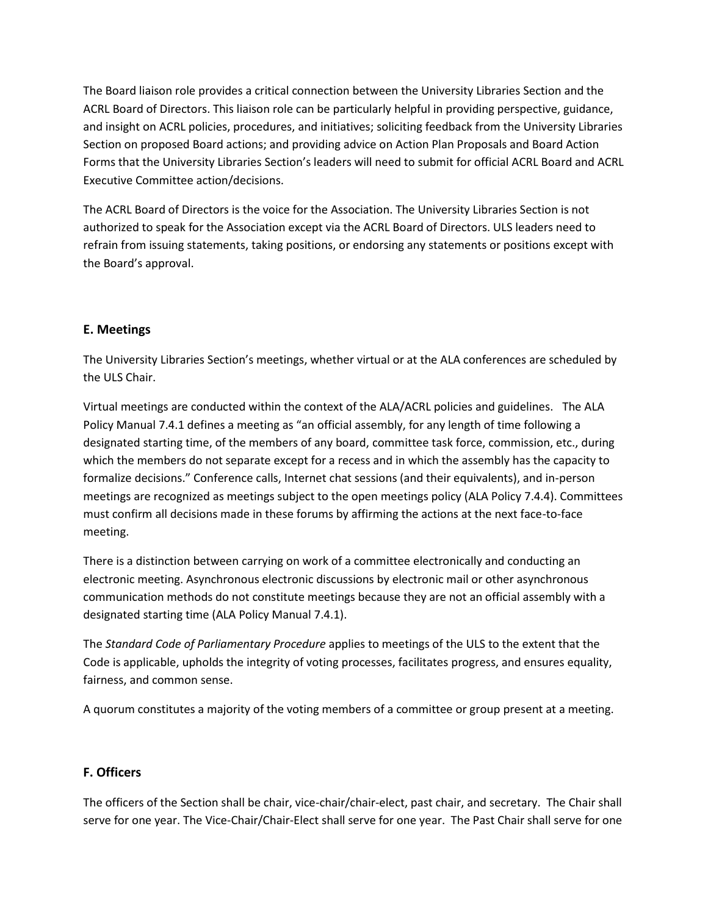The Board liaison role provides a critical connection between the University Libraries Section and the ACRL Board of Directors. This liaison role can be particularly helpful in providing perspective, guidance, and insight on ACRL policies, procedures, and initiatives; soliciting feedback from the University Libraries Section on proposed Board actions; and providing advice on Action Plan Proposals and Board Action Forms that the University Libraries Section's leaders will need to submit for official ACRL Board and ACRL Executive Committee action/decisions.

The ACRL Board of Directors is the voice for the Association. The University Libraries Section is not authorized to speak for the Association except via the ACRL Board of Directors. ULS leaders need to refrain from issuing statements, taking positions, or endorsing any statements or positions except with the Board's approval.

## E. Meetings

The University Libraries Section's meetings, whether virtual or at the ALA conferences are scheduled by the ULS Chair.

Virtual meetings are conducted within the context of the ALA/ACRL policies and guidelines. The ALA Policy Manual 7.4.1 defines a meeting as "an official assembly, for any length of time following a designated starting time, of the members of any board, committee task force, commission, etc., during which the members do not separate except for a recess and in which the assembly has the capacity to formalize decisions." Conference calls, Internet chat sessions (and their equivalents), and in-person meetings are recognized as meetings subject to the open meetings policy (ALA Policy 7.4.4). Committees must confirm all decisions made in these forums by affirming the actions at the next face-to-face meeting.

There is a distinction between carrying on work of a committee electronically and conducting an electronic meeting. Asynchronous electronic discussions by electronic mail or other asynchronous communication methods do not constitute meetings because they are not an official assembly with a designated starting time (ALA Policy Manual 7.4.1).

The *Standard Code of Parliamentary Procedure* applies to meetings of the ULS to the extent that the Code is applicable, upholds the integrity of voting processes, facilitates progress, and ensures equality, fairness, and common sense.

A quorum constitutes a majority of the voting members of a committee or group present at a meeting.

## F. Officers

The officers of the Section shall be chair, vice-chair/chair-elect, past chair, and secretary. The Chair shall serve for one year. The Vice-Chair/Chair-Elect shall serve for one year. The Past Chair shall serve for one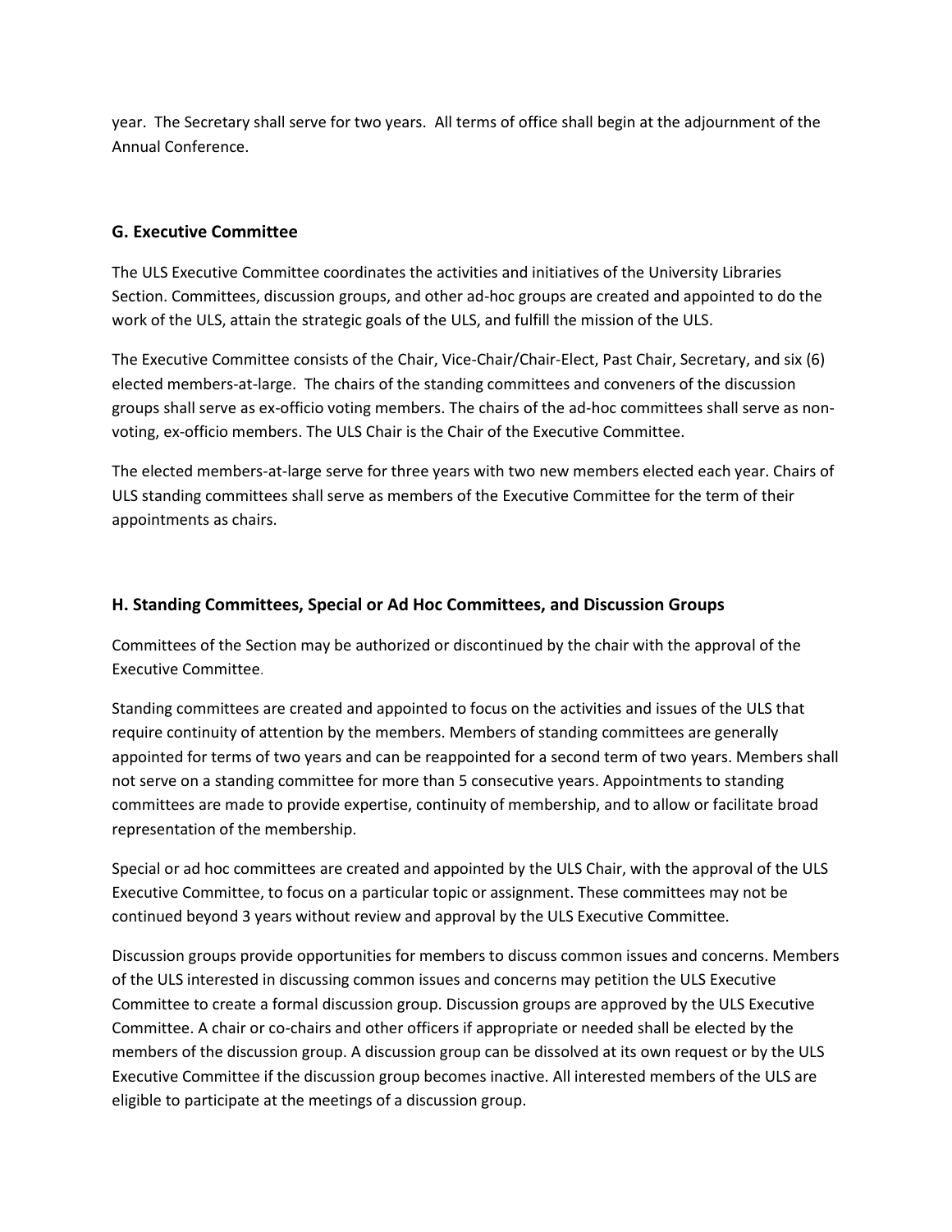year. The Secretary shall serve for two years. All terms of office shall begin at the adjournment of the Annual Conference.

## G. Executive Committee

The ULS Executive Committee coordinates the activities and initiatives of the University Libraries Section. Committees, discussion groups, and other ad-hoc groups are created and appointed to do the work of the ULS, attain the strategic goals of the ULS, and fulfill the mission of the ULS.

The Executive Committee consists of the Chair, Vice-Chair/Chair-Elect, Past Chair, Secretary, and six (6) elected members-at-large. The chairs of the standing committees and conveners of the discussion groups shall serve as ex-officio voting members. The chairs of the ad-hoc committees shall serve as non-voting, ex-officio members. The ULS Chair is the Chair of the Executive Committee.

The elected members-at-large serve for three years with two new members elected each year. Chairs of ULS standing committees shall serve as members of the Executive Committee for the term of their appointments as chairs.

## H. Standing Committees, Special or Ad Hoc Committees, and Discussion Groups

Committees of the Section may be authorized or discontinued by the chair with the approval of the Executive Committee.

Standing committees are created and appointed to focus on the activities and issues of the ULS that require continuity of attention by the members. Members of standing committees are generally appointed for terms of two years and can be reappointed for a second term of two years. Members shall not serve on a standing committee for more than 5 consecutive years. Appointments to standing committees are made to provide expertise, continuity of membership, and to allow or facilitate broad representation of the membership.

Special or ad hoc committees are created and appointed by the ULS Chair, with the approval of the ULS Executive Committee, to focus on a particular topic or assignment. These committees may not be continued beyond 3 years without review and approval by the ULS Executive Committee.

Discussion groups provide opportunities for members to discuss common issues and concerns. Members of the ULS interested in discussing common issues and concerns may petition the ULS Executive Committee to create a formal discussion group. Discussion groups are approved by the ULS Executive Committee. A chair or co-chairs and other officers if appropriate or needed shall be elected by the members of the discussion group. A discussion group can be dissolved at its own request or by the ULS Executive Committee if the discussion group becomes inactive. All interested members of the ULS are eligible to participate at the meetings of a discussion group.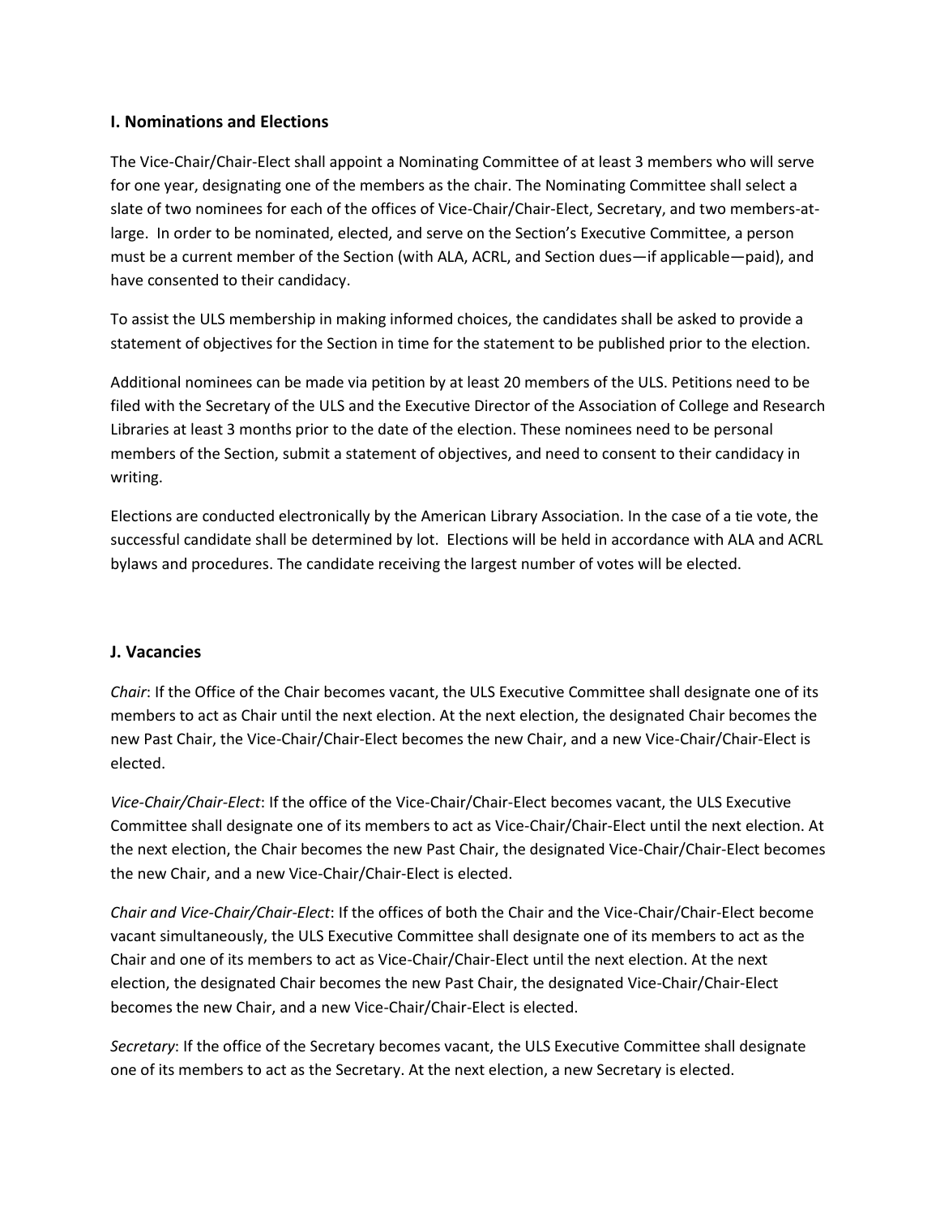## I. Nominations and Elections

The Vice-Chair/Chair-Elect shall appoint a Nominating Committee of at least 3 members who will serve for one year, designating one of the members as the chair. The Nominating Committee shall select a slate of two nominees for each of the offices of Vice-Chair/Chair-Elect, Secretary, and two members-at-large. In order to be nominated, elected, and serve on the Section's Executive Committee, a person must be a current member of the Section (with ALA, ACRL, and Section dues—if applicable—paid), and have consented to their candidacy.

To assist the ULS membership in making informed choices, the candidates shall be asked to provide a statement of objectives for the Section in time for the statement to be published prior to the election.

Additional nominees can be made via petition by at least 20 members of the ULS. Petitions need to be filed with the Secretary of the ULS and the Executive Director of the Association of College and Research Libraries at least 3 months prior to the date of the election. These nominees need to be personal members of the Section, submit a statement of objectives, and need to consent to their candidacy in writing.

Elections are conducted electronically by the American Library Association. In the case of a tie vote, the successful candidate shall be determined by lot. Elections will be held in accordance with ALA and ACRL bylaws and procedures. The candidate receiving the largest number of votes will be elected.

## J. Vacancies

*Chair*: If the Office of the Chair becomes vacant, the ULS Executive Committee shall designate one of its members to act as Chair until the next election. At the next election, the designated Chair becomes the new Past Chair, the Vice-Chair/Chair-Elect becomes the new Chair, and a new Vice-Chair/Chair-Elect is elected.

*Vice-Chair/Chair-Elect*: If the office of the Vice-Chair/Chair-Elect becomes vacant, the ULS Executive Committee shall designate one of its members to act as Vice-Chair/Chair-Elect until the next election. At the next election, the Chair becomes the new Past Chair, the designated Vice-Chair/Chair-Elect becomes the new Chair, and a new Vice-Chair/Chair-Elect is elected.

*Chair and Vice-Chair/Chair-Elect*: If the offices of both the Chair and the Vice-Chair/Chair-Elect become vacant simultaneously, the ULS Executive Committee shall designate one of its members to act as the Chair and one of its members to act as Vice-Chair/Chair-Elect until the next election. At the next election, the designated Chair becomes the new Past Chair, the designated Vice-Chair/Chair-Elect becomes the new Chair, and a new Vice-Chair/Chair-Elect is elected.

*Secretary*: If the office of the Secretary becomes vacant, the ULS Executive Committee shall designate one of its members to act as the Secretary. At the next election, a new Secretary is elected.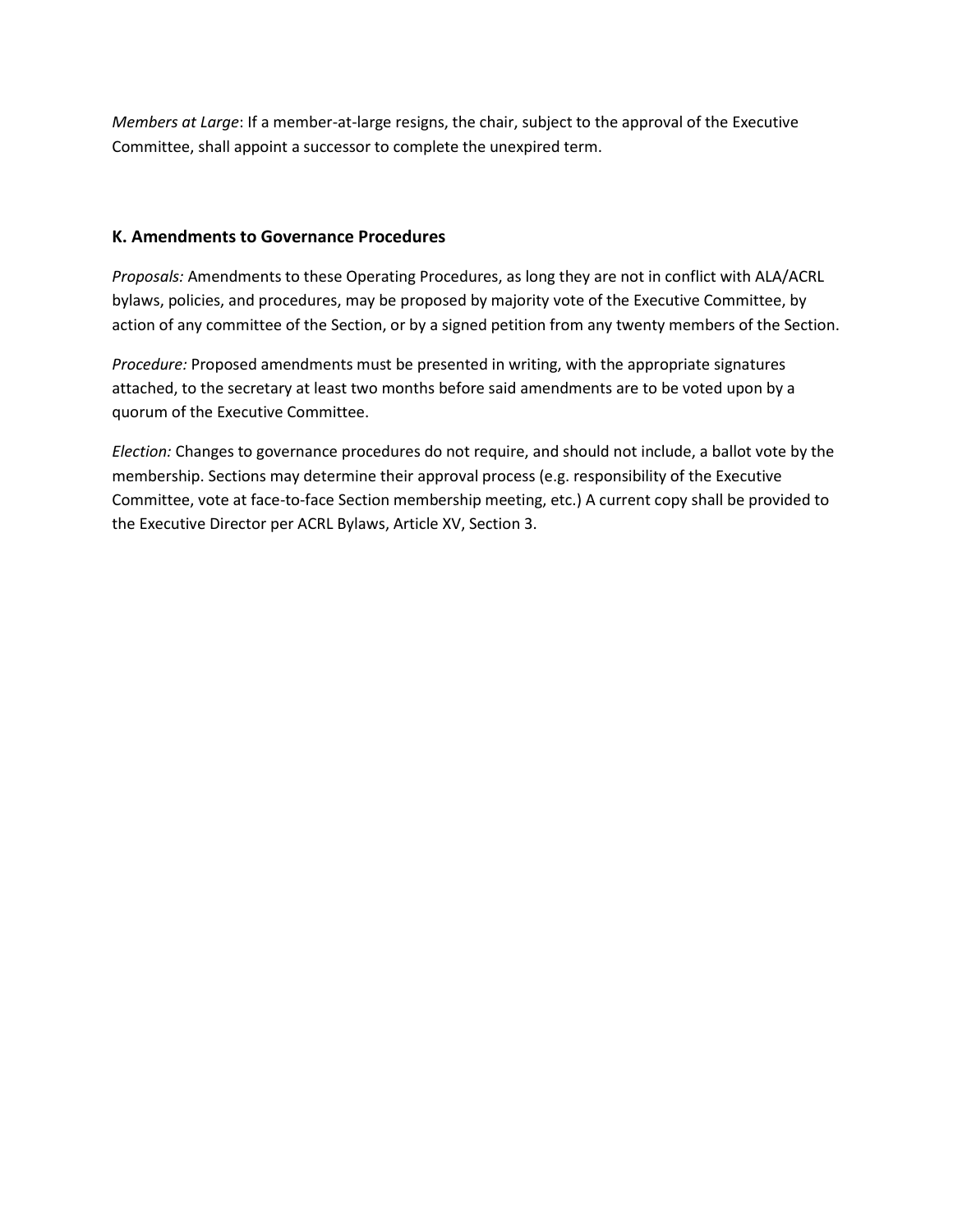*Members at Large*: If a member-at-large resigns, the chair, subject to the approval of the Executive Committee, shall appoint a successor to complete the unexpired term.

### K. Amendments to Governance Procedures

*Proposals:* Amendments to these Operating Procedures, as long they are not in conflict with ALA/ACRL bylaws, policies, and procedures, may be proposed by majority vote of the Executive Committee, by action of any committee of the Section, or by a signed petition from any twenty members of the Section.

*Procedure:* Proposed amendments must be presented in writing, with the appropriate signatures attached, to the secretary at least two months before said amendments are to be voted upon by a quorum of the Executive Committee.

*Election:* Changes to governance procedures do not require, and should not include, a ballot vote by the membership. Sections may determine their approval process (e.g. responsibility of the Executive Committee, vote at face-to-face Section membership meeting, etc.) A current copy shall be provided to the Executive Director per ACRL Bylaws, Article XV, Section 3.